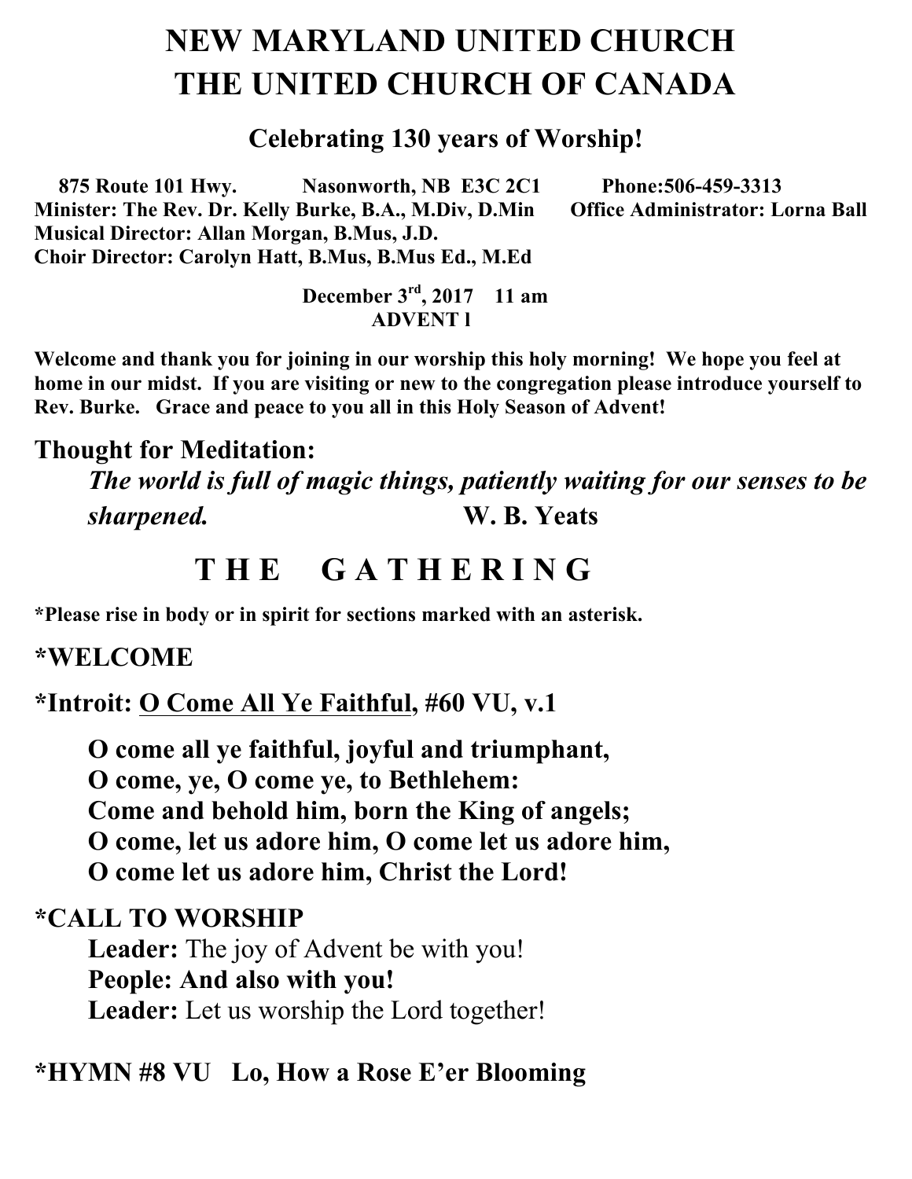# NEW MARYLAND UNITED CHURCH
# THE UNITED CHURCH OF CANADA

## Celebrating 130 years of Worship!

**875 Route 101 Hwy. Nasonworth, NB E3C 2C1 Phone:506-459-3313**
**Minister: The Rev. Dr. Kelly Burke, B.A., M.Div, D.Min Office Administrator: Lorna Ball**
**Musical Director: Allan Morgan, B.Mus, J.D.**
**Choir Director: Carolyn Hatt, B.Mus, B.Mus Ed., M.Ed**

**December 3rd, 2017 11 am**
**ADVENT l**

**Welcome and thank you for joining in our worship this holy morning! We hope you feel at home in our midst. If you are visiting or new to the congregation please introduce yourself to Rev. Burke. Grace and peace to you all in this Holy Season of Advent!**

## Thought for Meditation:

***The world is full of magic things, patiently waiting for our senses to be sharpened.*** **W. B. Yeats**

## T H E G A T H E R I N G

**\*Please rise in body or in spirit for sections marked with an asterisk.**

### *WELCOME

### *Introit: O Come All Ye Faithful, #60 VU, v.1

**O come all ye faithful, joyful and triumphant,**
**O come, ye, O come ye, to Bethlehem:**
**Come and behold him, born the King of angels;**
**O come, let us adore him, O come let us adore him,**
**O come let us adore him, Christ the Lord!**

### *CALL TO WORSHIP

**Leader:** The joy of Advent be with you!
**People: And also with you!**
**Leader:** Let us worship the Lord together!

### *HYMN #8 VU Lo, How a Rose E'er Blooming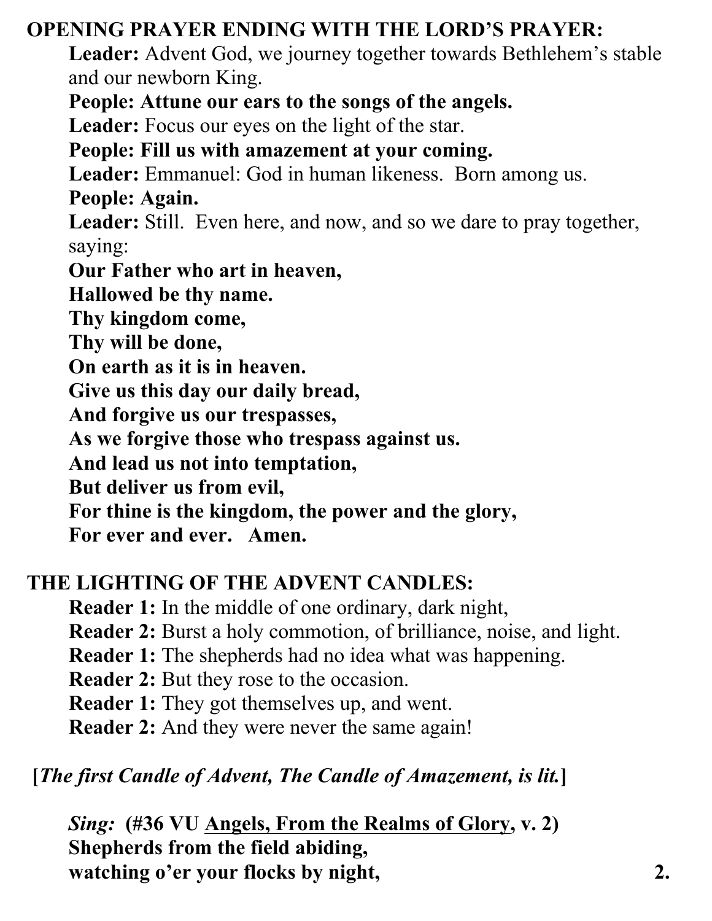**OPENING PRAYER ENDING WITH THE LORD'S PRAYER:**

**Leader:** Advent God, we journey together towards Bethlehem's stable and our newborn King.
**People: Attune our ears to the songs of the angels.**
**Leader:** Focus our eyes on the light of the star.
**People: Fill us with amazement at your coming.**
**Leader:** Emmanuel: God in human likeness. Born among us.
**People: Again.**
**Leader:** Still. Even here, and now, and so we dare to pray together, saying:
**Our Father who art in heaven,**
**Hallowed be thy name.**
**Thy kingdom come,**
**Thy will be done,**
**On earth as it is in heaven.**
**Give us this day our daily bread,**
**And forgive us our trespasses,**
**As we forgive those who trespass against us.**
**And lead us not into temptation,**
**But deliver us from evil,**
**For thine is the kingdom, the power and the glory,**
**For ever and ever. Amen.**

**THE LIGHTING OF THE ADVENT CANDLES:**

**Reader 1:** In the middle of one ordinary, dark night,
**Reader 2:** Burst a holy commotion, of brilliance, noise, and light.
**Reader 1:** The shepherds had no idea what was happening.
**Reader 2:** But they rose to the occasion.
**Reader 1:** They got themselves up, and went.
**Reader 2:** And they were never the same again!

**[*The first Candle of Advent, The Candle of Amazement, is lit.*]**

*Sing:* **(#36 VU Angels, From the Realms of Glory, v. 2)**
**Shepherds from the field abiding,**
**watching o'er your flocks by night,**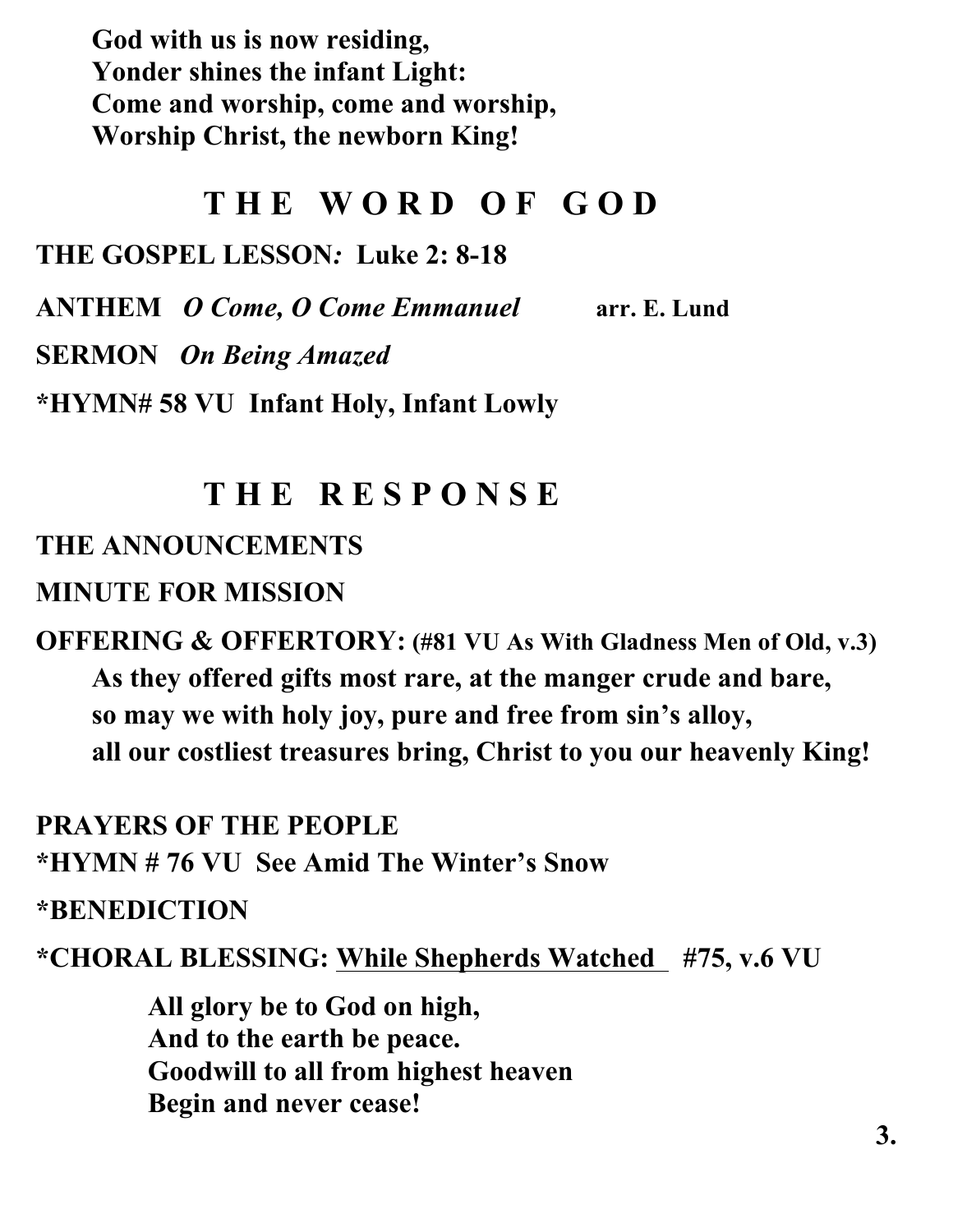**God with us is now residing,**
**Yonder shines the infant Light:**
**Come and worship, come and worship,**
**Worship Christ, the newborn King!**

## THE WORD OF GOD

**THE GOSPEL LESSON*:* Luke 2: 8-18**

**ANTHEM** ***O Come, O Come Emmanuel*** **arr. E. Lund**

**SERMON** ***On Being Amazed***

**\*HYMN# 58 VU Infant Holy, Infant Lowly**

## THE RESPONSE

**THE ANNOUNCEMENTS**

**MINUTE FOR MISSION**

**OFFERING & OFFERTORY: (#81 VU As With Gladness Men of Old, v.3)**

**As they offered gifts most rare, at the manger crude and bare,**
**so may we with holy joy, pure and free from sin's alloy,**
**all our costliest treasures bring, Christ to you our heavenly King!**

**PRAYERS OF THE PEOPLE**

**\*HYMN # 76 VU See Amid The Winter's Snow**

**\*BENEDICTION**

**\*CHORAL BLESSING: <u>While Shepherds Watched</u> #75, v.6 VU**

**All glory be to God on high,**
**And to the earth be peace.**
**Goodwill to all from highest heaven**
**Begin and never cease!**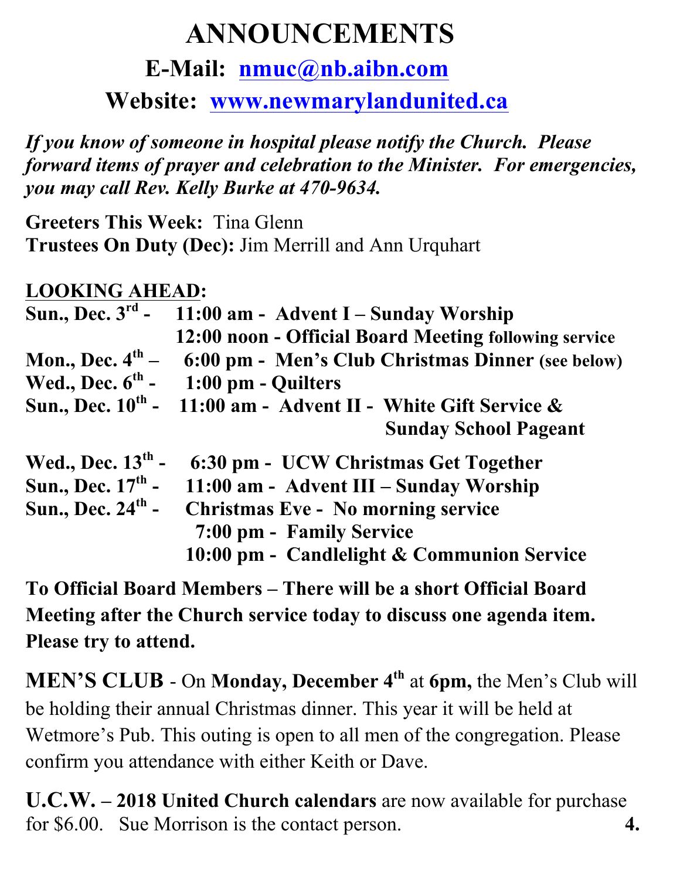# ANNOUNCEMENTS

## E-Mail: nmuc@nb.aibn.com

## Website: www.newmarylandunited.ca

***If you know of someone in hospital please notify the Church. Please forward items of prayer and celebration to the Minister. For emergencies, you may call Rev. Kelly Burke at 470-9634.***

**Greeters This Week:** Tina Glenn
**Trustees On Duty (Dec):** Jim Merrill and Ann Urquhart

**LOOKING AHEAD:**

**Sun., Dec. 3rd -** **11:00 am - Advent I – Sunday Worship**
**12:00 noon - Official Board Meeting following service**
**Mon., Dec. 4th –** **6:00 pm - Men's Club Christmas Dinner (see below)**
**Wed., Dec. 6th -** **1:00 pm - Quilters**
**Sun., Dec. 10th -** **11:00 am - Advent II - White Gift Service & Sunday School Pageant**
**Wed., Dec. 13th -** **6:30 pm - UCW Christmas Get Together**
**Sun., Dec. 17th -** **11:00 am - Advent III – Sunday Worship**
**Sun., Dec. 24th -** **Christmas Eve - No morning service**
**7:00 pm - Family Service**
**10:00 pm - Candlelight & Communion Service**

**To Official Board Members – There will be a short Official Board Meeting after the Church service today to discuss one agenda item. Please try to attend.**

**MEN'S CLUB** - On **Monday, December 4th** at **6pm,** the Men's Club will be holding their annual Christmas dinner. This year it will be held at Wetmore's Pub. This outing is open to all men of the congregation. Please confirm you attendance with either Keith or Dave.

**U.C.W. – 2018 United Church calendars** are now available for purchase for $6.00. Sue Morrison is the contact person.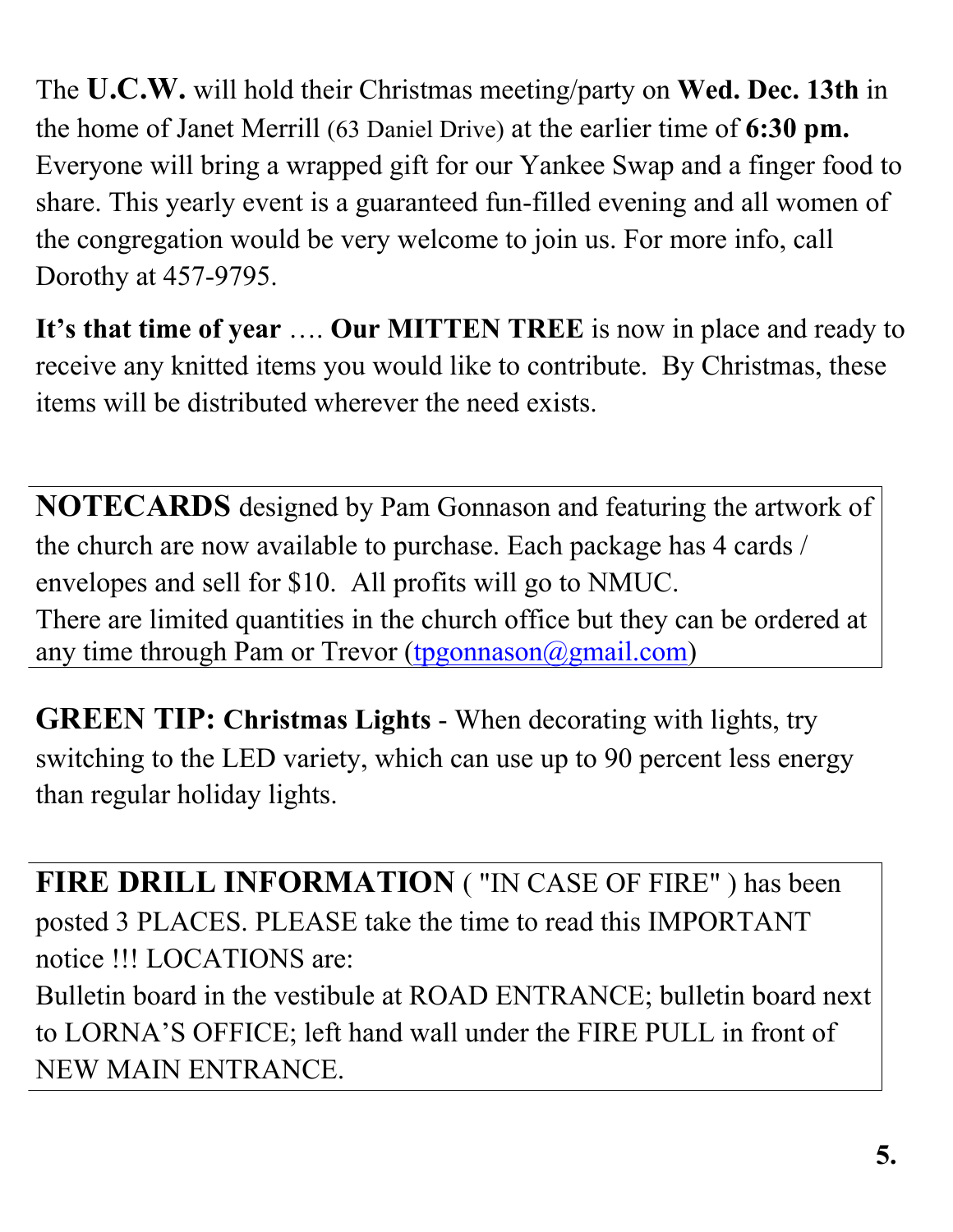The **U.C.W.** will hold their Christmas meeting/party on **Wed. Dec. 13th** in the home of Janet Merrill (63 Daniel Drive) at the earlier time of **6:30 pm.** Everyone will bring a wrapped gift for our Yankee Swap and a finger food to share. This yearly event is a guaranteed fun-filled evening and all women of the congregation would be very welcome to join us. For more info, call Dorothy at 457-9795.

**It's that time of year** …. **Our MITTEN TREE** is now in place and ready to receive any knitted items you would like to contribute. By Christmas, these items will be distributed wherever the need exists.

**NOTECARDS** designed by Pam Gonnason and featuring the artwork of the church are now available to purchase. Each package has 4 cards / envelopes and sell for $10. All profits will go to NMUC.
There are limited quantities in the church office but they can be ordered at any time through Pam or Trevor (tpgonnason@gmail.com)

**GREEN TIP: Christmas Lights** - When decorating with lights, try switching to the LED variety, which can use up to 90 percent less energy than regular holiday lights.

**FIRE DRILL INFORMATION** ( "IN CASE OF FIRE" ) has been posted 3 PLACES. PLEASE take the time to read this IMPORTANT notice !!! LOCATIONS are:
Bulletin board in the vestibule at ROAD ENTRANCE; bulletin board next to LORNA'S OFFICE; left hand wall under the FIRE PULL in front of NEW MAIN ENTRANCE.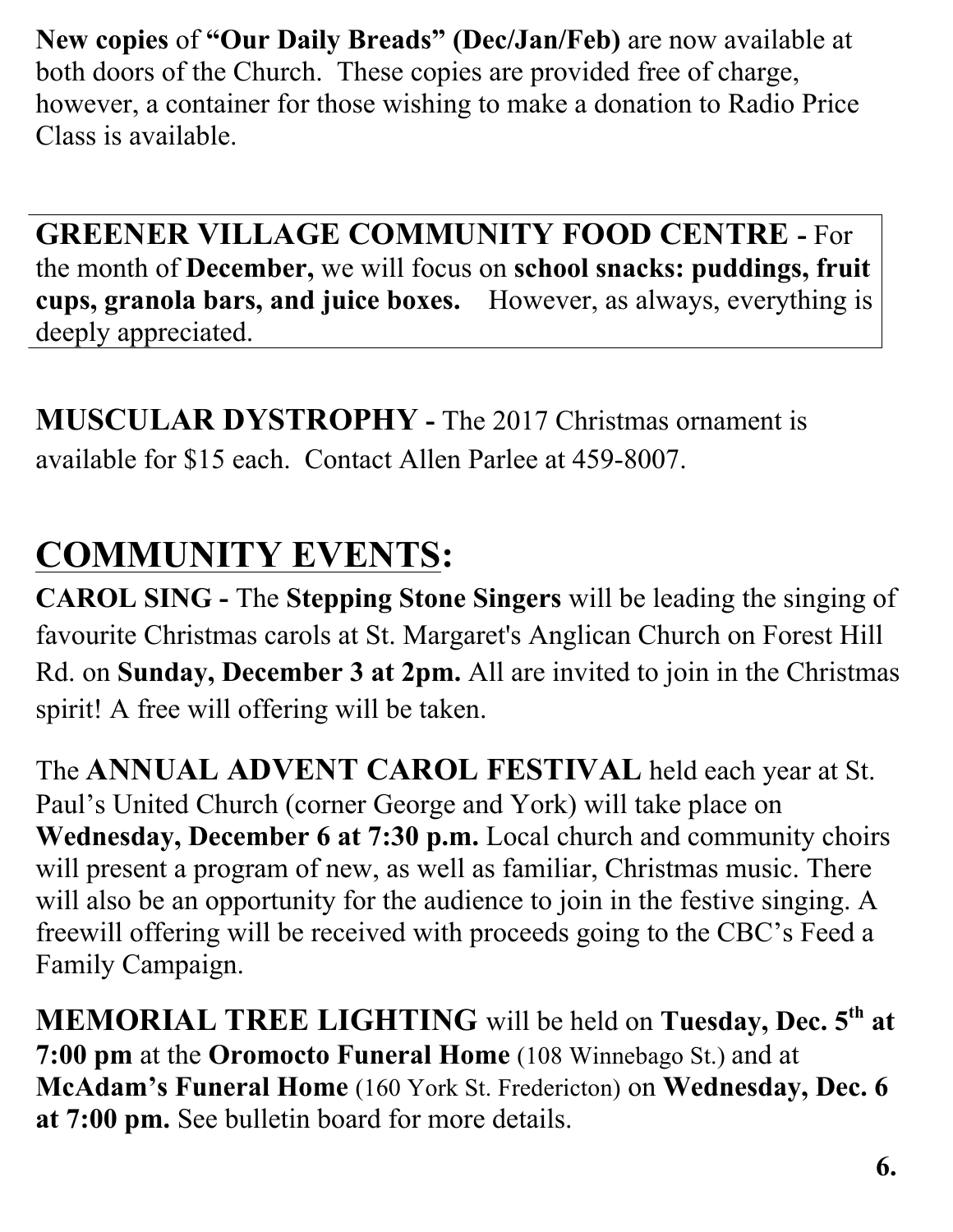**New copies** of **"Our Daily Breads" (Dec/Jan/Feb)** are now available at both doors of the Church. These copies are provided free of charge, however, a container for those wishing to make a donation to Radio Price Class is available.

**GREENER VILLAGE COMMUNITY FOOD CENTRE -** For the month of **December,** we will focus on **school snacks: puddings, fruit cups, granola bars, and juice boxes.** However, as always, everything is deeply appreciated.

**MUSCULAR DYSTROPHY -** The 2017 Christmas ornament is available for $15 each. Contact Allen Parlee at 459-8007.

## COMMUNITY EVENTS:

**CAROL SING -** The **Stepping Stone Singers** will be leading the singing of favourite Christmas carols at St. Margaret's Anglican Church on Forest Hill Rd. on **Sunday, December 3 at 2pm.** All are invited to join in the Christmas spirit! A free will offering will be taken.

The **ANNUAL ADVENT CAROL FESTIVAL** held each year at St. Paul's United Church (corner George and York) will take place on **Wednesday, December 6 at 7:30 p.m.** Local church and community choirs will present a program of new, as well as familiar, Christmas music. There will also be an opportunity for the audience to join in the festive singing. A freewill offering will be received with proceeds going to the CBC's Feed a Family Campaign.

**MEMORIAL TREE LIGHTING** will be held on **Tuesday, Dec. 5th at 7:00 pm** at the **Oromocto Funeral Home** (108 Winnebago St.) and at **McAdam's Funeral Home** (160 York St. Fredericton) on **Wednesday, Dec. 6 at 7:00 pm.** See bulletin board for more details.